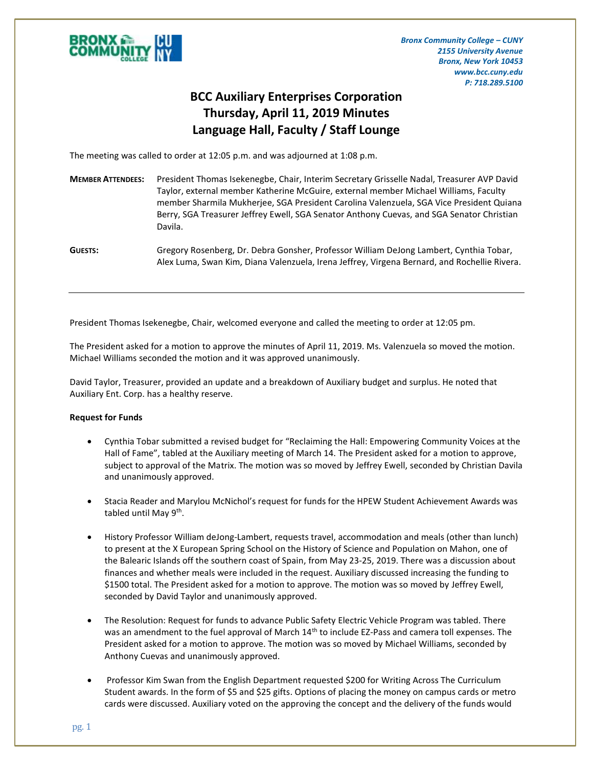Bronx Community College – CUNY
2155 University Avenue
Bronx, New York 10453
www.bcc.cuny.edu
P: 718.289.5100

# BCC Auxiliary Enterprises Corporation
# Thursday, April 11, 2019 Minutes
# Language Hall, Faculty / Staff Lounge

The meeting was called to order at 12:05 p.m. and was adjourned at 1:08 p.m.

**MEMBER ATTENDEES:** President Thomas Isekenegbe, Chair, Interim Secretary Grisselle Nadal, Treasurer AVP David Taylor, external member Katherine McGuire, external member Michael Williams, Faculty member Sharmila Mukherjee, SGA President Carolina Valenzuela, SGA Vice President Quiana Berry, SGA Treasurer Jeffrey Ewell, SGA Senator Anthony Cuevas, and SGA Senator Christian Davila.

**GUESTS:** Gregory Rosenberg, Dr. Debra Gonsher, Professor William DeJong Lambert, Cynthia Tobar, Alex Luma, Swan Kim, Diana Valenzuela, Irena Jeffrey, Virgena Bernard, and Rochellie Rivera.

---

President Thomas Isekenegbe, Chair, welcomed everyone and called the meeting to order at 12:05 pm.

The President asked for a motion to approve the minutes of April 11, 2019. Ms. Valenzuela so moved the motion. Michael Williams seconded the motion and it was approved unanimously.

David Taylor, Treasurer, provided an update and a breakdown of Auxiliary budget and surplus. He noted that Auxiliary Ent. Corp. has a healthy reserve.

**Request for Funds**

- Cynthia Tobar submitted a revised budget for "Reclaiming the Hall: Empowering Community Voices at the Hall of Fame", tabled at the Auxiliary meeting of March 14. The President asked for a motion to approve, subject to approval of the Matrix. The motion was so moved by Jeffrey Ewell, seconded by Christian Davila and unanimously approved.

- Stacia Reader and Marylou McNichol's request for funds for the HPEW Student Achievement Awards was tabled until May 9th.

- History Professor William deJong-Lambert, requests travel, accommodation and meals (other than lunch) to present at the X European Spring School on the History of Science and Population on Mahon, one of the Balearic Islands off the southern coast of Spain, from May 23-25, 2019. There was a discussion about finances and whether meals were included in the request. Auxiliary discussed increasing the funding to $1500 total. The President asked for a motion to approve. The motion was so moved by Jeffrey Ewell, seconded by David Taylor and unanimously approved.

- The Resolution: Request for funds to advance Public Safety Electric Vehicle Program was tabled. There was an amendment to the fuel approval of March 14th to include EZ-Pass and camera toll expenses. The President asked for a motion to approve. The motion was so moved by Michael Williams, seconded by Anthony Cuevas and unanimously approved.

- Professor Kim Swan from the English Department requested $200 for Writing Across The Curriculum Student awards. In the form of $5 and $25 gifts. Options of placing the money on campus cards or metro cards were discussed. Auxiliary voted on the approving the concept and the delivery of the funds would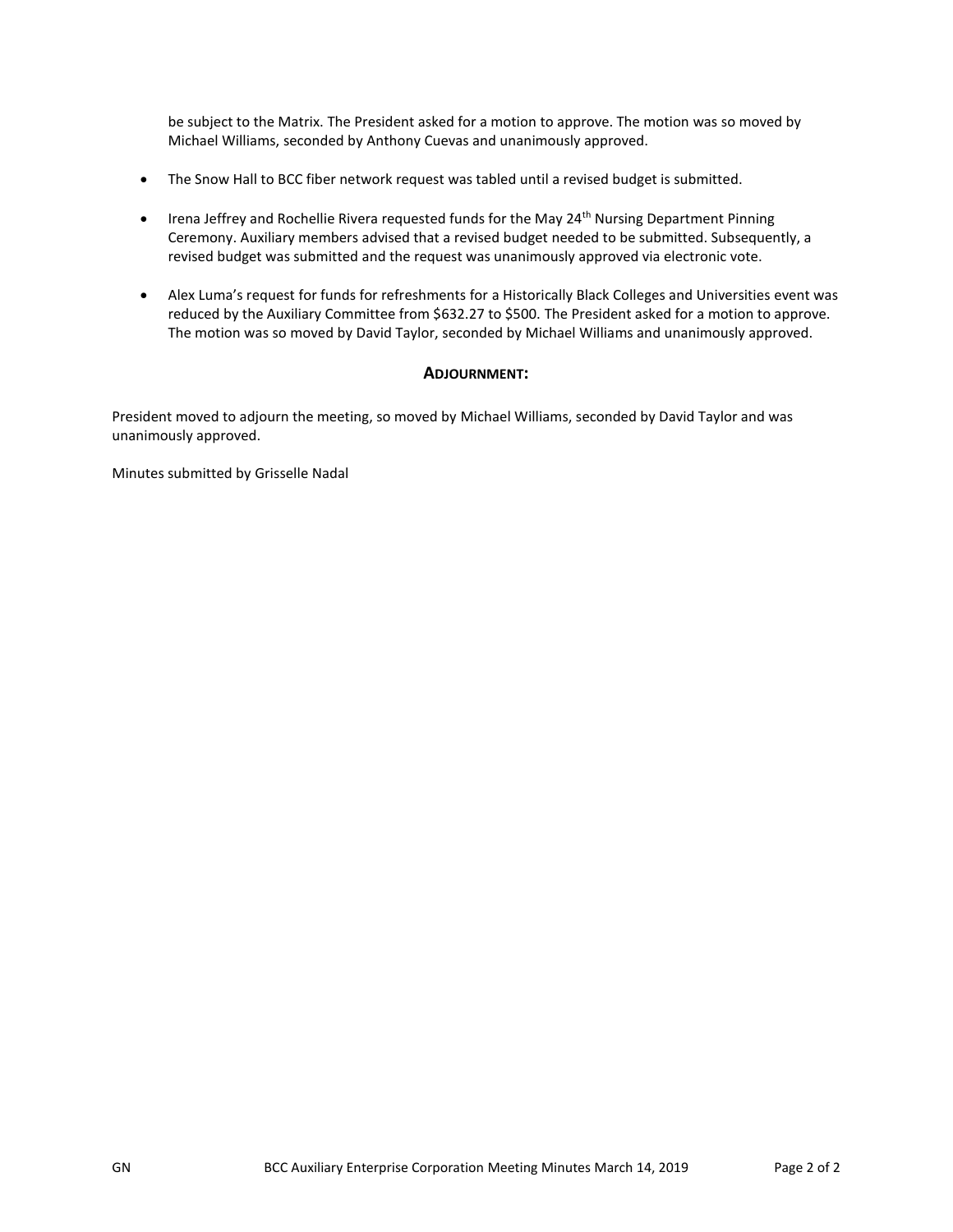be subject to the Matrix. The President asked for a motion to approve. The motion was so moved by Michael Williams, seconded by Anthony Cuevas and unanimously approved.

- The Snow Hall to BCC fiber network request was tabled until a revised budget is submitted.
- Irena Jeffrey and Rochellie Rivera requested funds for the May 24th Nursing Department Pinning Ceremony. Auxiliary members advised that a revised budget needed to be submitted. Subsequently, a revised budget was submitted and the request was unanimously approved via electronic vote.
- Alex Luma's request for funds for refreshments for a Historically Black Colleges and Universities event was reduced by the Auxiliary Committee from $632.27 to $500. The President asked for a motion to approve. The motion was so moved by David Taylor, seconded by Michael Williams and unanimously approved.

## ADJOURNMENT:

President moved to adjourn the meeting, so moved by Michael Williams, seconded by David Taylor and was unanimously approved.

Minutes submitted by Grisselle Nadal